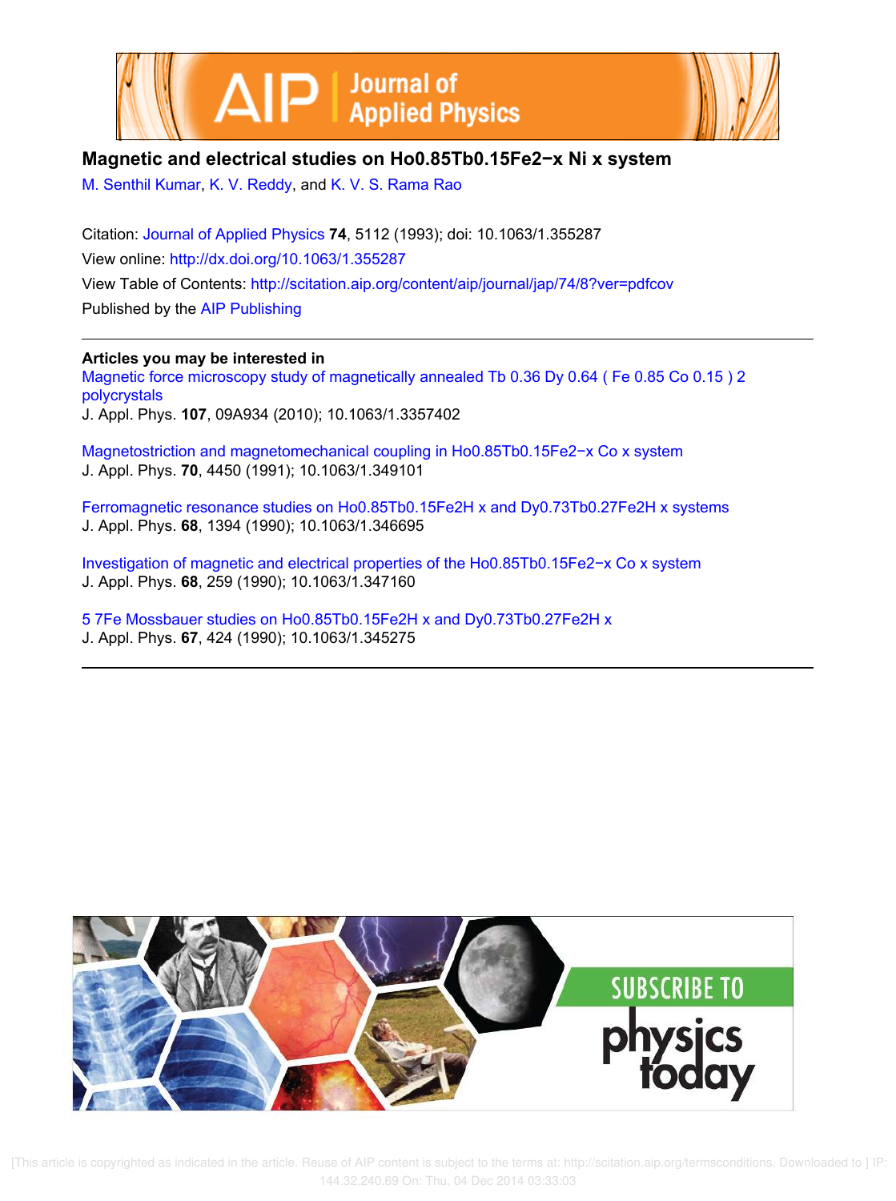# Magnetic and electrical studies on $Ho_{0.85}Tb_{0.15}Fe_{2-x}Ni_x$ system

M. Senthil Kumar, K. V. Reddy, and K. V. S. Rama Rao

Citation: Journal of Applied Physics **74**, 5112 (1993); doi: 10.1063/1.355287

View online: http://dx.doi.org/10.1063/1.355287

View Table of Contents: http://scitation.aip.org/content/aip/journal/jap/74/8?ver=pdfcov

Published by the AIP Publishing

## Articles you may be interested in

Magnetic force microscopy study of magnetically annealed $Tb_{0.36}Dy_{0.64}(Fe_{0.85}Co_{0.15})_2$ polycrystals
J. Appl. Phys. **107**, 09A934 (2010); 10.1063/1.3357402

Magnetostriction and magnetomechanical coupling in $Ho_{0.85}Tb_{0.15}Fe_{2-x}Co_x$ system
J. Appl. Phys. **70**, 4450 (1991); 10.1063/1.349101

Ferromagnetic resonance studies on $Ho_{0.85}Tb_{0.15}Fe_2H_x$ and $Dy_{0.73}Tb_{0.27}Fe_2H_x$ systems
J. Appl. Phys. **68**, 1394 (1990); 10.1063/1.346695

Investigation of magnetic and electrical properties of the $Ho_{0.85}Tb_{0.15}Fe_{2-x}Co_x$ system
J. Appl. Phys. **68**, 259 (1990); 10.1063/1.347160

$^{57}Fe$ Mossbauer studies on $Ho_{0.85}Tb_{0.15}Fe_2H_x$ and $Dy_{0.73}Tb_{0.27}Fe_2H_x$
J. Appl. Phys. **67**, 424 (1990); 10.1063/1.345275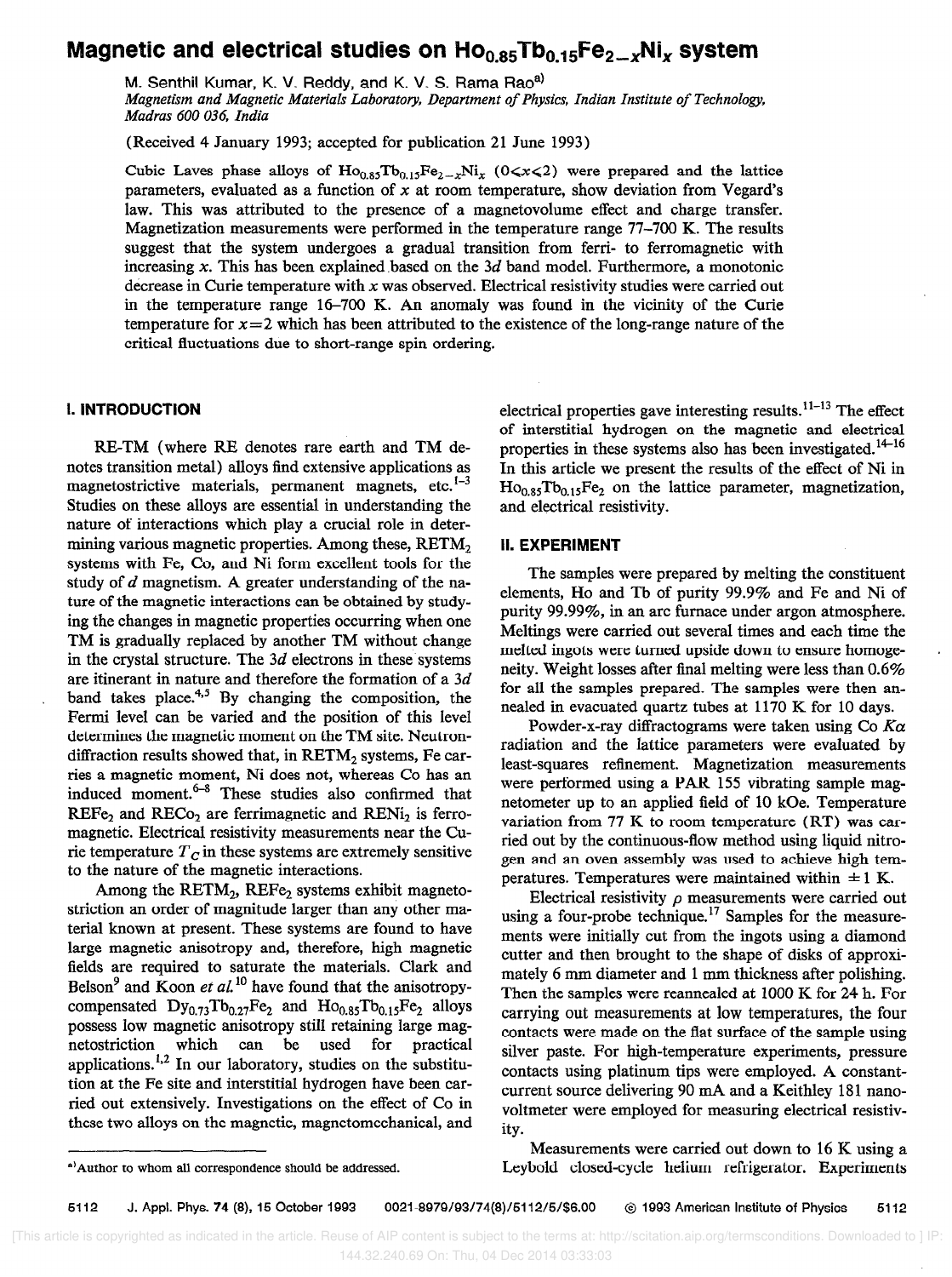# Magnetic and electrical studies on $Ho_{0.85}Tb_{0.15}Fe_{2-x}Ni_x$ system

M. Senthil Kumar, K. V. Reddy, and K. V. S. Rama Rao[a)]

*Magnetism and Magnetic Materials Laboratory, Department of Physics, Indian Institute of Technology, Madras 600 036, India*

(Received 4 January 1993; accepted for publication 21 June 1993)

Cubic Laves phase alloys of $Ho_{0.85}Tb_{0.15}Fe_{2-x}Ni_x$ ($0<x<2$) were prepared and the lattice parameters, evaluated as a function of $x$ at room temperature, show deviation from Vegard's law. This was attributed to the presence of a magnetovolume effect and charge transfer. Magnetization measurements were performed in the temperature range 77–700 K. The results suggest that the system undergoes a gradual transition from ferri- to ferromagnetic with increasing $x$. This has been explained based on the $3d$ band model. Furthermore, a monotonic decrease in Curie temperature with $x$ was observed. Electrical resistivity studies were carried out in the temperature range 16–700 K. An anomaly was found in the vicinity of the Curie temperature for $x=2$ which has been attributed to the existence of the long-range nature of the critical fluctuations due to short-range spin ordering.

## I. INTRODUCTION

RE-TM (where RE denotes rare earth and TM denotes transition metal) alloys find extensive applications as magnetostrictive materials, permanent magnets, etc.[1–3] Studies on these alloys are essential in understanding the nature of interactions which play a crucial role in determining various magnetic properties. Among these, $RETM_2$ systems with Fe, Co, and Ni form excellent tools for the study of $d$ magnetism. A greater understanding of the nature of the magnetic interactions can be obtained by studying the changes in magnetic properties occurring when one TM is gradually replaced by another TM without change in the crystal structure. The $3d$ electrons in these systems are itinerant in nature and therefore the formation of a $3d$ band takes place.[4,5] By changing the composition, the Fermi level can be varied and the position of this level determines the magnetic moment on the TM site. Neutron-diffraction results showed that, in $RETM_2$ systems, Fe carries a magnetic moment, Ni does not, whereas Co has an induced moment.[6–8] These studies also confirmed that $REFe_2$ and $RECo_2$ are ferrimagnetic and $RENi_2$ is ferromagnetic. Electrical resistivity measurements near the Curie temperature $T_C$ in these systems are extremely sensitive to the nature of the magnetic interactions.

Among the $RETM_2$, $REFe_2$ systems exhibit magnetostriction an order of magnitude larger than any other material known at present. These systems are found to have large magnetic anisotropy and, therefore, high magnetic fields are required to saturate the materials. Clark and Belson[9] and Koon *et al.*[10] have found that the anisotropy-compensated $Dy_{0.73}Tb_{0.27}Fe_2$ and $Ho_{0.85}Tb_{0.15}Fe_2$ alloys possess low magnetic anisotropy still retaining large magnetostriction which can be used for practical applications.[1,2] In our laboratory, studies on the substitution at the Fe site and interstitial hydrogen have been carried out extensively. Investigations on the effect of Co in these two alloys on the magnetic, magnetomechanical, and electrical properties gave interesting results.[11–13] The effect of interstitial hydrogen on the magnetic and electrical properties in these systems also has been investigated.[14–16] In this article we present the results of the effect of Ni in $Ho_{0.85}Tb_{0.15}Fe_2$ on the lattice parameter, magnetization, and electrical resistivity.

## II. EXPERIMENT

The samples were prepared by melting the constituent elements, Ho and Tb of purity 99.9% and Fe and Ni of purity 99.99%, in an arc furnace under argon atmosphere. Meltings were carried out several times and each time the melted ingots were turned upside down to ensure homogeneity. Weight losses after final melting were less than 0.6% for all the samples prepared. The samples were then annealed in evacuated quartz tubes at 1170 K for 10 days.

Powder-x-ray diffractograms were taken using Co $K\alpha$ radiation and the lattice parameters were evaluated by least-squares refinement. Magnetization measurements were performed using a PAR 155 vibrating sample magnetometer up to an applied field of 10 kOe. Temperature variation from 77 K to room temperature (RT) was carried out by the continuous-flow method using liquid nitrogen and an oven assembly was used to achieve high temperatures. Temperatures were maintained within $\pm 1$ K.

Electrical resistivity $\rho$ measurements were carried out using a four-probe technique.[17] Samples for the measurements were initially cut from the ingots using a diamond cutter and then brought to the shape of disks of approximately 6 mm diameter and 1 mm thickness after polishing. Then the samples were reannealed at 1000 K for 24 h. For carrying out measurements at low temperatures, the four contacts were made on the flat surface of the sample using silver paste. For high-temperature experiments, pressure contacts using platinum tips were employed. A constant-current source delivering 90 mA and a Keithley 181 nanovoltmeter were employed for measuring electrical resistivity.

Measurements were carried out down to 16 K using a Leybold closed-cycle helium refrigerator. Experiments

[a)]Author to whom all correspondence should be addressed.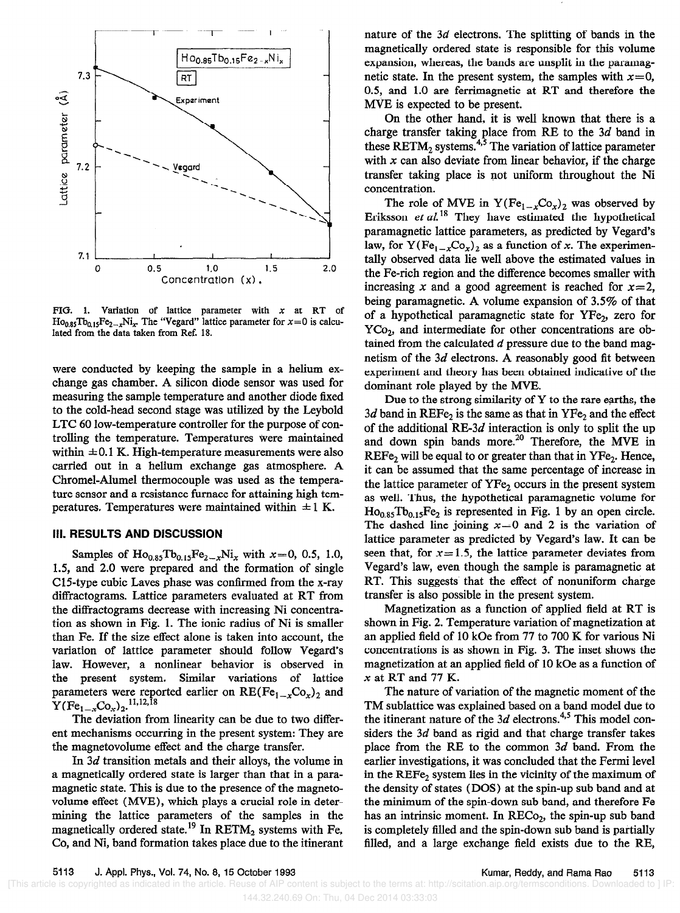FIG. 1. Variation of lattice parameter with $x$ at RT of $Ho_{0.85}Tb_{0.15}Fe_{2-x}Ni_x$. The "Vegard" lattice parameter for $x=0$ is calculated from the data taken from Ref. 18.

were conducted by keeping the sample in a helium exchange gas chamber. A silicon diode sensor was used for measuring the sample temperature and another diode fixed to the cold-head second stage was utilized by the Leybold LTC 60 low-temperature controller for the purpose of controlling the temperature. Temperatures were maintained within $\pm 0.1$ K. High-temperature measurements were also carried out in a helium exchange gas atmosphere. A Chromel-Alumel thermocouple was used as the temperature sensor and a resistance furnace for attaining high temperatures. Temperatures were maintained within $\pm 1$ K.

## III. RESULTS AND DISCUSSION

Samples of $Ho_{0.85}Tb_{0.15}Fe_{2-x}Ni_x$ with $x=0$, 0.5, 1.0, 1.5, and 2.0 were prepared and the formation of single C15-type cubic Laves phase was confirmed from the x-ray diffractograms. Lattice parameters evaluated at RT from the diffractograms decrease with increasing Ni concentration as shown in Fig. 1. The ionic radius of Ni is smaller than Fe. If the size effect alone is taken into account, the variation of lattice parameter should follow Vegard's law. However, a nonlinear behavior is observed in the present system. Similar variations of lattice parameters were reported earlier on $RE(Fe_{1-x}Co_x)_2$ and $Y(Fe_{1-x}Co_x)_2$.[11,12,18]

The deviation from linearity can be due to two different mechanisms occurring in the present system: They are the magnetovolume effect and the charge transfer.

In $3d$ transition metals and their alloys, the volume in a magnetically ordered state is larger than that in a paramagnetic state. This is due to the presence of the magnetovolume effect (MVE), which plays a crucial role in determining the lattice parameters of the samples in the magnetically ordered state.[19] In $RETM_2$ systems with Fe, Co, and Ni, band formation takes place due to the itinerant nature of the $3d$ electrons. The splitting of bands in the magnetically ordered state is responsible for this volume expansion, whereas, the bands are unsplit in the paramagnetic state. In the present system, the samples with $x=0$, 0.5, and 1.0 are ferrimagnetic at RT and therefore the MVE is expected to be present.

On the other hand, it is well known that there is a charge transfer taking place from RE to the $3d$ band in these $RETM_2$ systems.[4,5] The variation of lattice parameter with $x$ can also deviate from linear behavior, if the charge transfer taking place is not uniform throughout the Ni concentration.

The role of MVE in $Y(Fe_{1-x}Co_x)_2$ was observed by Eriksson *et al.*[18] They have estimated the hypothetical paramagnetic lattice parameters, as predicted by Vegard's law, for $Y(Fe_{1-x}Co_x)_2$ as a function of $x$. The experimentally observed data lie well above the estimated values in the Fe-rich region and the difference becomes smaller with increasing $x$ and a good agreement is reached for $x=2$, being paramagnetic. A volume expansion of 3.5% of that of a hypothetical paramagnetic state for $YFe_2$, zero for $YCo_2$, and intermediate for other concentrations are obtained from the calculated $d$ pressure due to the band magnetism of the $3d$ electrons. A reasonably good fit between experiment and theory has been obtained indicative of the dominant role played by the MVE.

Due to the strong similarity of Y to the rare earths, the $3d$ band in $REFe_2$ is the same as that in $YFe_2$ and the effect of the additional RE-$3d$ interaction is only to split the up and down spin bands more.[20] Therefore, the MVE in $REFe_2$ will be equal to or greater than that in $YFe_2$. Hence, it can be assumed that the same percentage of increase in the lattice parameter of $YFe_2$ occurs in the present system as well. Thus, the hypothetical paramagnetic volume for $Ho_{0.85}Tb_{0.15}Fe_2$ is represented in Fig. 1 by an open circle. The dashed line joining $x=0$ and 2 is the variation of lattice parameter as predicted by Vegard's law. It can be seen that, for $x=1.5$, the lattice parameter deviates from Vegard's law, even though the sample is paramagnetic at RT. This suggests that the effect of nonuniform charge transfer is also possible in the present system.

Magnetization as a function of applied field at RT is shown in Fig. 2. Temperature variation of magnetization at an applied field of 10 kOe from 77 to 700 K for various Ni concentrations is as shown in Fig. 3. The inset shows the magnetization at an applied field of 10 kOe as a function of $x$ at RT and 77 K.

The nature of variation of the magnetic moment of the TM sublattice was explained based on a band model due to the itinerant nature of the $3d$ electrons.[4,5] This model considers the $3d$ band as rigid and that charge transfer takes place from the RE to the common $3d$ band. From the earlier investigations, it was concluded that the Fermi level in the $REFe_2$ system lies in the vicinity of the maximum of the density of states (DOS) at the spin-up sub band and at the minimum of the spin-down sub band, and therefore Fe has an intrinsic moment. In $RECo_2$, the spin-up sub band is completely filled and the spin-down sub band is partially filled, and a large exchange field exists due to the RE,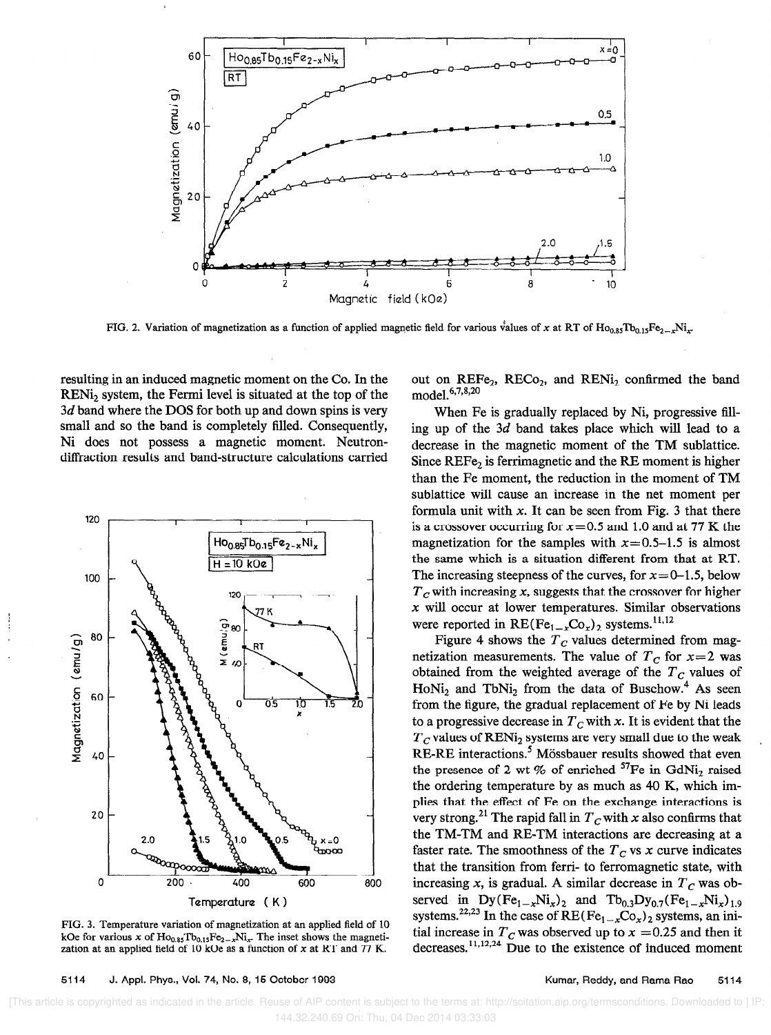FIG. 2. Variation of magnetization as a function of applied magnetic field for various values of $x$ at RT of $Ho_{0.85}Tb_{0.15}Fe_{2-x}Ni_x$.

resulting in an induced magnetic moment on the Co. In the $RENi_2$ system, the Fermi level is situated at the top of the $3d$ band where the DOS for both up and down spins is very small and so the band is completely filled. Consequently, Ni does not possess a magnetic moment. Neutron-diffraction results and band-structure calculations carried out on $REFe_2$, $RECo_2$, and $RENi_2$ confirmed the band model.[6,7,8,20]

FIG. 3. Temperature variation of magnetization at an applied field of 10 kOe for various $x$ of $Ho_{0.85}Tb_{0.15}Fe_{2-x}Ni_x$. The inset shows the magnetization at an applied field of 10 kOe as a function of $x$ at RT and 77 K.

When Fe is gradually replaced by Ni, progressive filling up of the $3d$ band takes place which will lead to a decrease in the magnetic moment of the TM sublattice. Since $REFe_2$ is ferrimagnetic and the RE moment is higher than the Fe moment, the reduction in the moment of TM sublattice will cause an increase in the net moment per formula unit with $x$. It can be seen from Fig. 3 that there is a crossover occurring for $x=0.5$ and 1.0 and at 77 K the magnetization for the samples with $x=0.5$–1.5 is almost the same which is a situation different from that at RT. The increasing steepness of the curves, for $x=0$–1.5, below $T_C$ with increasing $x$, suggests that the crossover for higher $x$ will occur at lower temperatures. Similar observations were reported in $RE(Fe_{1-x}Co_x)_2$ systems.[11,12]

Figure 4 shows the $T_C$ values determined from magnetization measurements. The value of $T_C$ for $x=2$ was obtained from the weighted average of the $T_C$ values of $HoNi_2$ and $TbNi_2$ from the data of Buschow.[4] As seen from the figure, the gradual replacement of Fe by Ni leads to a progressive decrease in $T_C$ with $x$. It is evident that the $T_C$ values of $RENi_2$ systems are very small due to the weak RE-RE interactions.[5] Mössbauer results showed that even the presence of 2 wt % of enriched $^{57}Fe$ in $GdNi_2$ raised the ordering temperature by as much as 40 K, which implies that the effect of Fe on the exchange interactions is very strong.[21] The rapid fall in $T_C$ with $x$ also confirms that the TM-TM and RE-TM interactions are decreasing at a faster rate. The smoothness of the $T_C$ vs $x$ curve indicates that the transition from ferri- to ferromagnetic state, with increasing $x$, is gradual. A similar decrease in $T_C$ was observed in $Dy(Fe_{1-x}Ni_x)_2$ and $Tb_{0.3}Dy_{0.7}(Fe_{1-x}Ni_x)_{1.9}$ systems.[22,23] In the case of $RE(Fe_{1-x}Co_x)_2$ systems, an initial increase in $T_C$ was observed up to $x=0.25$ and then it decreases.[11,12,24] Due to the existence of induced moment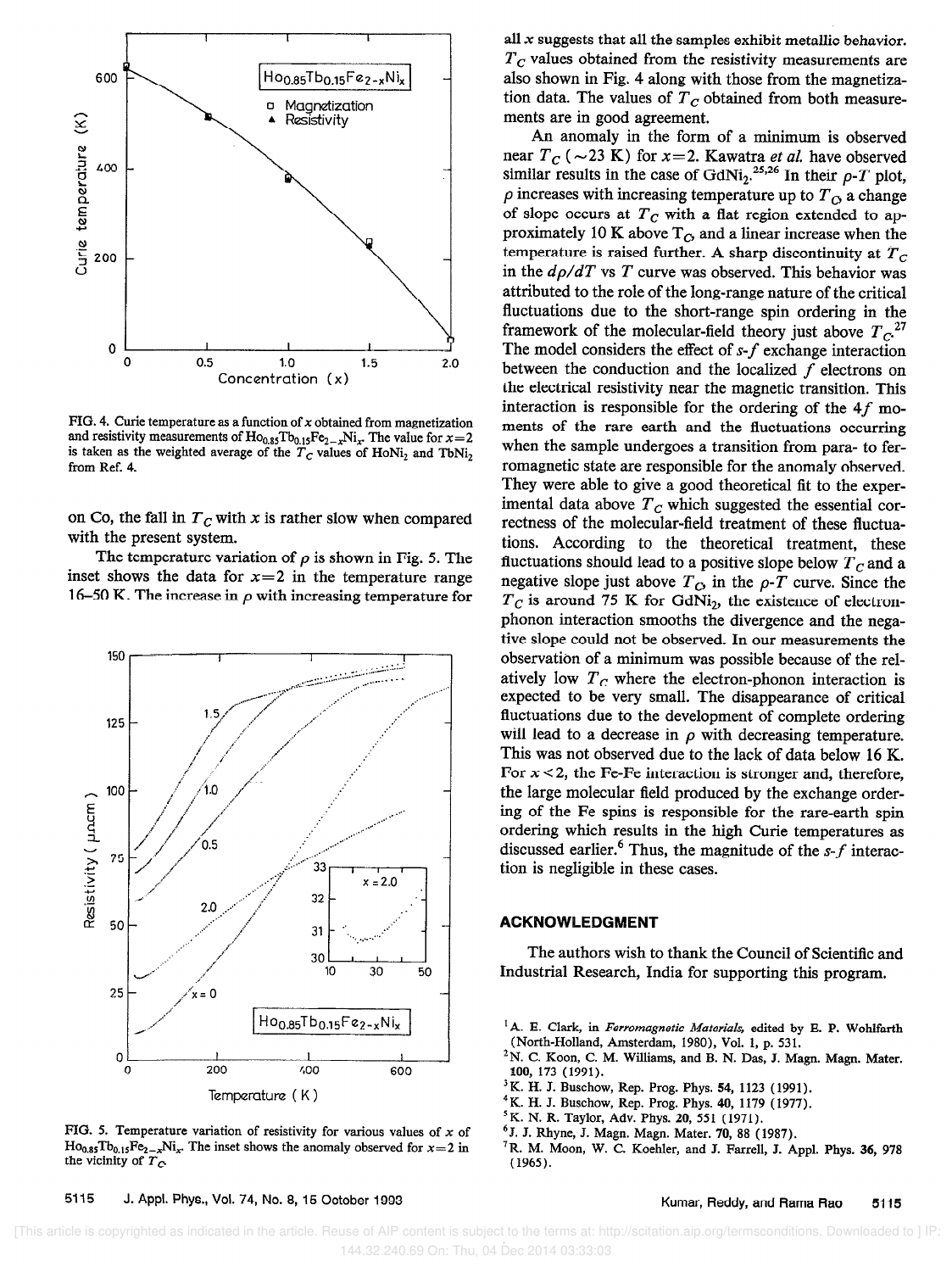FIG. 4. Curie temperature as a function of $x$ obtained from magnetization and resistivity measurements of $Ho_{0.85}Tb_{0.15}Fe_{2-x}Ni_x$. The value for $x=2$ is taken as the weighted average of the $T_C$ values of $HoNi_2$ and $TbNi_2$ from Ref. 4.

on Co, the fall in $T_C$ with $x$ is rather slow when compared with the present system.

The temperature variation of $\rho$ is shown in Fig. 5. The inset shows the data for $x=2$ in the temperature range 16–50 K. The increase in $\rho$ with increasing temperature for all $x$ suggests that all the samples exhibit metallic behavior. $T_C$ values obtained from the resistivity measurements are also shown in Fig. 4 along with those from the magnetization data. The values of $T_C$ obtained from both measurements are in good agreement.

FIG. 5. Temperature variation of resistivity for various values of $x$ of $Ho_{0.85}Tb_{0.15}Fe_{2-x}Ni_x$. The inset shows the anomaly observed for $x=2$ in the vicinity of $T_C$.

An anomaly in the form of a minimum is observed near $T_C$ (~23 K) for $x=2$. Kawatra *et al.* have observed similar results in the case of $GdNi_2$.[25,26] In their $\rho$-$T$ plot, $\rho$ increases with increasing temperature up to $T_C$, a change of slope occurs at $T_C$ with a flat region extended to approximately 10 K above $T_C$, and a linear increase when the temperature is raised further. A sharp discontinuity at $T_C$ in the $d\rho/dT$ vs $T$ curve was observed. This behavior was attributed to the role of the long-range nature of the critical fluctuations due to the short-range spin ordering in the framework of the molecular-field theory just above $T_C$.[27] The model considers the effect of $s$-$f$ exchange interaction between the conduction and the localized $f$ electrons on the electrical resistivity near the magnetic transition. This interaction is responsible for the ordering of the $4f$ moments of the rare earth and the fluctuations occurring when the sample undergoes a transition from para- to ferromagnetic state are responsible for the anomaly observed. They were able to give a good theoretical fit to the experimental data above $T_C$ which suggested the essential correctness of the molecular-field treatment of these fluctuations. According to the theoretical treatment, these fluctuations should lead to a positive slope below $T_C$ and a negative slope just above $T_C$, in the $\rho$-$T$ curve. Since the $T_C$ is around 75 K for $GdNi_2$, the existence of electron-phonon interaction smooths the divergence and the negative slope could not be observed. In our measurements the observation of a minimum was possible because of the relatively low $T_C$ where the electron-phonon interaction is expected to be very small. The disappearance of critical fluctuations due to the development of complete ordering will lead to a decrease in $\rho$ with decreasing temperature. This was not observed due to the lack of data below 16 K. For $x<2$, the Fe-Fe interaction is stronger and, therefore, the large molecular field produced by the exchange ordering of the Fe spins is responsible for the rare-earth spin ordering which results in the high Curie temperatures as discussed earlier.[6] Thus, the magnitude of the $s$-$f$ interaction is negligible in these cases.

## ACKNOWLEDGMENT

The authors wish to thank the Council of Scientific and Industrial Research, India for supporting this program.

[1] A. E. Clark, in *Ferromagnetic Materials*, edited by E. P. Wohlfarth (North-Holland, Amsterdam, 1980), Vol. 1, p. 531.

[2] N. C. Koon, C. M. Williams, and B. N. Das, J. Magn. Magn. Mater. **100**, 173 (1991).

[3] K. H. J. Buschow, Rep. Prog. Phys. **54**, 1123 (1991).

[4] K. H. J. Buschow, Rep. Prog. Phys. **40**, 1179 (1977).

[5] K. N. R. Taylor, Adv. Phys. **20**, 551 (1971).

[6] J. J. Rhyne, J. Magn. Magn. Mater. **70**, 88 (1987).

[7] R. M. Moon, W. C. Koehler, and J. Farrell, J. Appl. Phys. **36**, 978 (1965).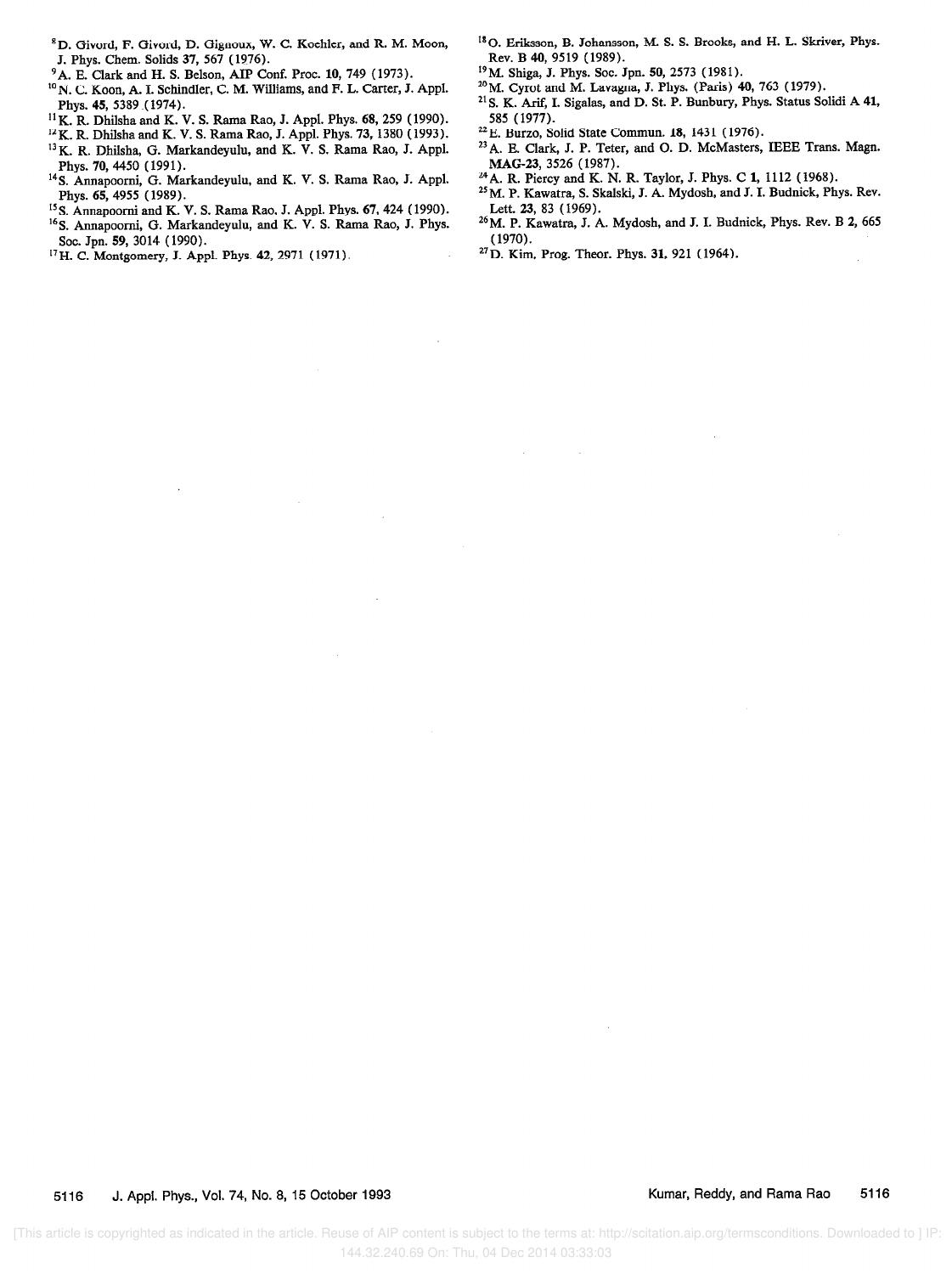[8] D. Givord, F. Givord, D. Gignoux, W. C. Koehler, and R. M. Moon, J. Phys. Chem. Solids **37**, 567 (1976).
[9] A. E. Clark and H. S. Belson, AIP Conf. Proc. **10**, 749 (1973).
[10] N. C. Koon, A. I. Schindler, C. M. Williams, and F. L. Carter, J. Appl. Phys. **45**, 5389 (1974).
[11] K. R. Dhilsha and K. V. S. Rama Rao, J. Appl. Phys. **68**, 259 (1990).
[12] K. R. Dhilsha and K. V. S. Rama Rao, J. Appl. Phys. **73**, 1380 (1993).
[13] K. R. Dhilsha, G. Markandeyulu, and K. V. S. Rama Rao, J. Appl. Phys. **70**, 4450 (1991).
[14] S. Annapoorni, G. Markandeyulu, and K. V. S. Rama Rao, J. Appl. Phys. **65**, 4955 (1989).
[15] S. Annapoorni and K. V. S. Rama Rao, J. Appl. Phys. **67**, 424 (1990).
[16] S. Annapoorni, G. Markandeyulu, and K. V. S. Rama Rao, J. Phys. Soc. Jpn. **59**, 3014 (1990).
[17] H. C. Montgomery, J. Appl. Phys. **42**, 2971 (1971).
[18] O. Eriksson, B. Johansson, M. S. S. Brooks, and H. L. Skriver, Phys. Rev. B **40**, 9519 (1989).
[19] M. Shiga, J. Phys. Soc. Jpn. **50**, 2573 (1981).
[20] M. Cyrot and M. Lavagna, J. Phys. (Paris) **40**, 763 (1979).
[21] S. K. Arif, I. Sigalas, and D. St. P. Bunbury, Phys. Status Solidi A **41**, 585 (1977).
[22] E. Burzo, Solid State Commun. **18**, 1431 (1976).
[23] A. E. Clark, J. P. Teter, and O. D. McMasters, IEEE Trans. Magn. **MAG-23**, 3526 (1987).
[24] A. R. Piercy and K. N. R. Taylor, J. Phys. C **1**, 1112 (1968).
[25] M. P. Kawatra, S. Skalski, J. A. Mydosh, and J. I. Budnick, Phys. Rev. Lett. **23**, 83 (1969).
[26] M. P. Kawatra, J. A. Mydosh, and J. I. Budnick, Phys. Rev. B **2**, 665 (1970).
[27] D. Kim, Prog. Theor. Phys. **31**, 921 (1964).